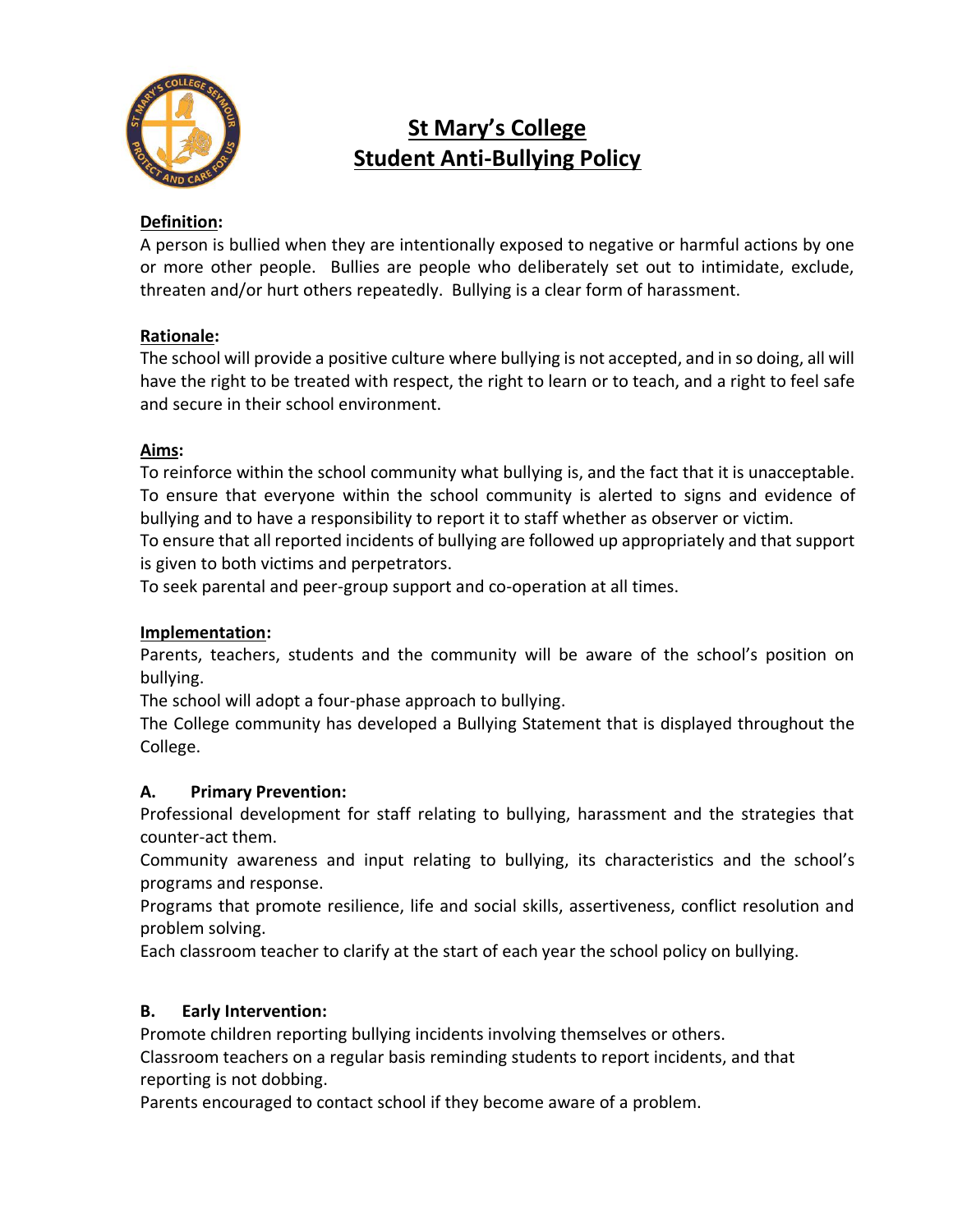# St Mary's College
# Student Anti-Bullying Policy

**Definition:**

A person is bullied when they are intentionally exposed to negative or harmful actions by one or more other people. Bullies are people who deliberately set out to intimidate, exclude, threaten and/or hurt others repeatedly. Bullying is a clear form of harassment.

**Rationale:**

The school will provide a positive culture where bullying is not accepted, and in so doing, all will have the right to be treated with respect, the right to learn or to teach, and a right to feel safe and secure in their school environment.

**Aims:**

To reinforce within the school community what bullying is, and the fact that it is unacceptable.
To ensure that everyone within the school community is alerted to signs and evidence of bullying and to have a responsibility to report it to staff whether as observer or victim.
To ensure that all reported incidents of bullying are followed up appropriately and that support is given to both victims and perpetrators.
To seek parental and peer-group support and co-operation at all times.

**Implementation:**

Parents, teachers, students and the community will be aware of the school's position on bullying.
The school will adopt a four-phase approach to bullying.
The College community has developed a Bullying Statement that is displayed throughout the College.

**A. Primary Prevention:**

Professional development for staff relating to bullying, harassment and the strategies that counter-act them.
Community awareness and input relating to bullying, its characteristics and the school's programs and response.
Programs that promote resilience, life and social skills, assertiveness, conflict resolution and problem solving.
Each classroom teacher to clarify at the start of each year the school policy on bullying.

**B. Early Intervention:**

Promote children reporting bullying incidents involving themselves or others.
Classroom teachers on a regular basis reminding students to report incidents, and that reporting is not dobbing.
Parents encouraged to contact school if they become aware of a problem.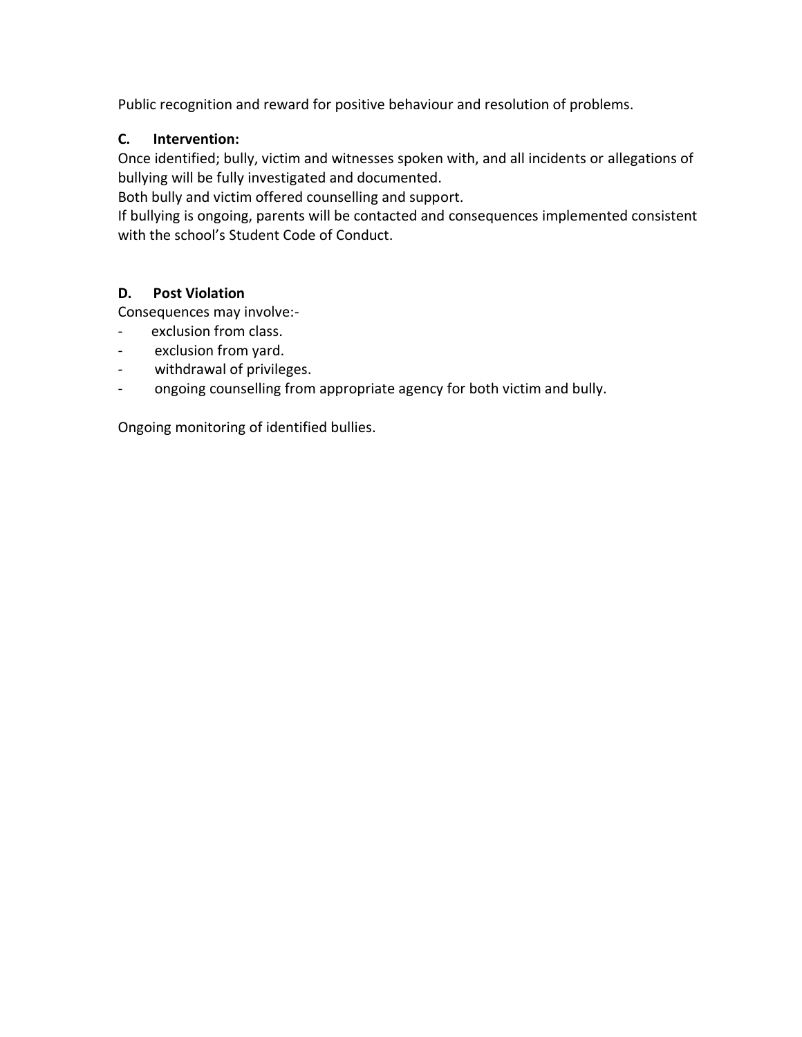Public recognition and reward for positive behaviour and resolution of problems.

### C. Intervention:

Once identified; bully, victim and witnesses spoken with, and all incidents or allegations of bullying will be fully investigated and documented.

Both bully and victim offered counselling and support.

If bullying is ongoing, parents will be contacted and consequences implemented consistent with the school's Student Code of Conduct.

### D. Post Violation

Consequences may involve:-

- exclusion from class.
- exclusion from yard.
- withdrawal of privileges.
- ongoing counselling from appropriate agency for both victim and bully.

Ongoing monitoring of identified bullies.